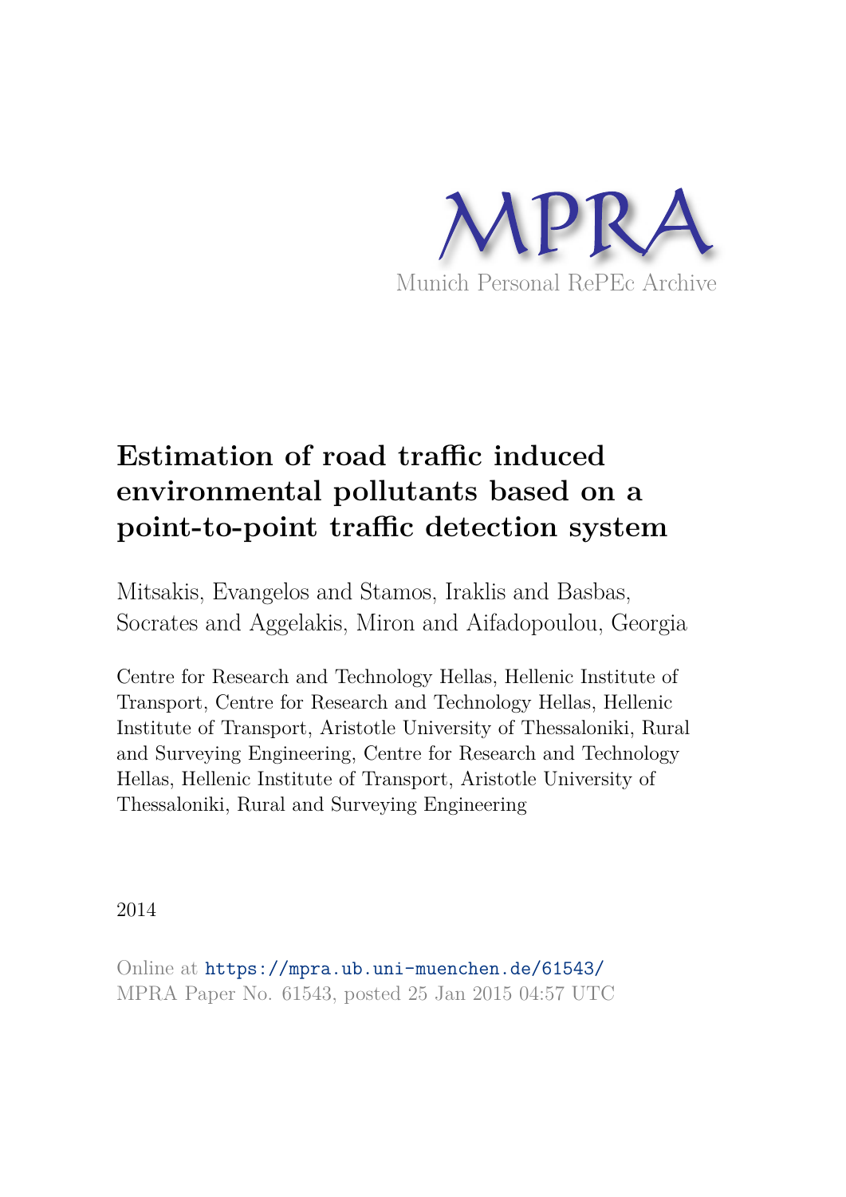MPRA

Munich Personal RePEc Archive

# Estimation of road traffic induced environmental pollutants based on a point-to-point traffic detection system

Mitsakis, Evangelos and Stamos, Iraklis and Basbas, Socrates and Aggelakis, Miron and Aifadopoulou, Georgia

Centre for Research and Technology Hellas, Hellenic Institute of Transport, Centre for Research and Technology Hellas, Hellenic Institute of Transport, Aristotle University of Thessaloniki, Rural and Surveying Engineering, Centre for Research and Technology Hellas, Hellenic Institute of Transport, Aristotle University of Thessaloniki, Rural and Surveying Engineering

2014

Online at https://mpra.ub.uni-muenchen.de/61543/
MPRA Paper No. 61543, posted 25 Jan 2015 04:57 UTC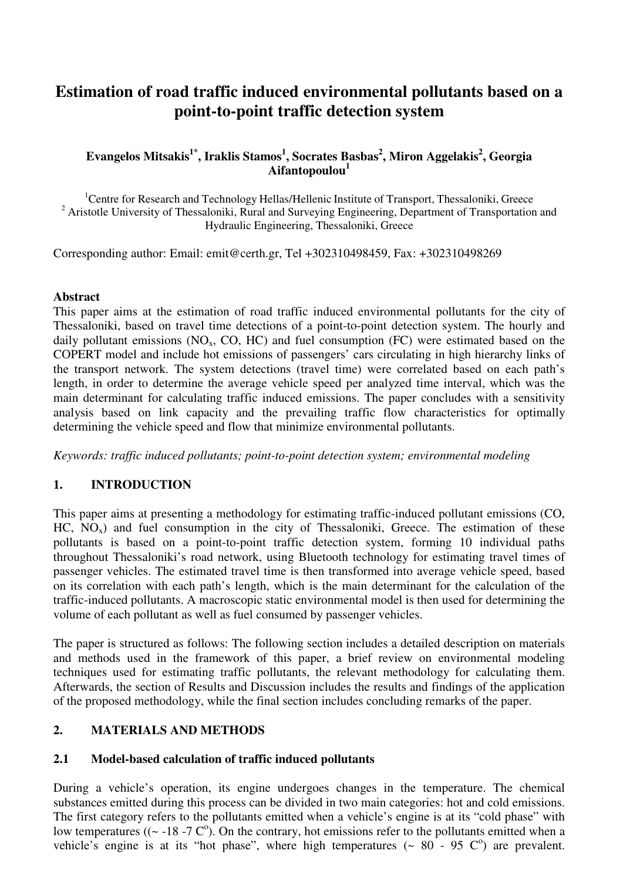# Estimation of road traffic induced environmental pollutants based on a point-to-point traffic detection system

**Evangelos Mitsakis[1*], Iraklis Stamos[1], Socrates Basbas[2], Miron Aggelakis[2], Georgia Aifantopoulou[1]**

[1]Centre for Research and Technology Hellas/Hellenic Institute of Transport, Thessaloniki, Greece
[2] Aristotle University of Thessaloniki, Rural and Surveying Engineering, Department of Transportation and Hydraulic Engineering, Thessaloniki, Greece

Corresponding author: Email: emit@certh.gr, Tel +302310498459, Fax: +302310498269

**Abstract**

This paper aims at the estimation of road traffic induced environmental pollutants for the city of Thessaloniki, based on travel time detections of a point-to-point detection system. The hourly and daily pollutant emissions ($NO_x$, CO, HC) and fuel consumption (FC) were estimated based on the COPERT model and include hot emissions of passengers' cars circulating in high hierarchy links of the transport network. The system detections (travel time) were correlated based on each path's length, in order to determine the average vehicle speed per analyzed time interval, which was the main determinant for calculating traffic induced emissions. The paper concludes with a sensitivity analysis based on link capacity and the prevailing traffic flow characteristics for optimally determining the vehicle speed and flow that minimize environmental pollutants.

*Keywords: traffic induced pollutants; point-to-point detection system; environmental modeling*

## 1. INTRODUCTION

This paper aims at presenting a methodology for estimating traffic-induced pollutant emissions (CO, HC, $NO_x$) and fuel consumption in the city of Thessaloniki, Greece. The estimation of these pollutants is based on a point-to-point traffic detection system, forming 10 individual paths throughout Thessaloniki's road network, using Bluetooth technology for estimating travel times of passenger vehicles. The estimated travel time is then transformed into average vehicle speed, based on its correlation with each path's length, which is the main determinant for the calculation of the traffic-induced pollutants. A macroscopic static environmental model is then used for determining the volume of each pollutant as well as fuel consumed by passenger vehicles.

The paper is structured as follows: The following section includes a detailed description on materials and methods used in the framework of this paper, a brief review on environmental modeling techniques used for estimating traffic pollutants, the relevant methodology for calculating them. Afterwards, the section of Results and Discussion includes the results and findings of the application of the proposed methodology, while the final section includes concluding remarks of the paper.

## 2. MATERIALS AND METHODS

### 2.1 Model-based calculation of traffic induced pollutants

During a vehicle's operation, its engine undergoes changes in the temperature. The chemical substances emitted during this process can be divided in two main categories: hot and cold emissions. The first category refers to the pollutants emitted when a vehicle's engine is at its "cold phase" with low temperatures ((~ -18 -7 C$^o$). On the contrary, hot emissions refer to the pollutants emitted when a vehicle's engine is at its "hot phase", where high temperatures (~ 80 - 95 C$^o$) are prevalent.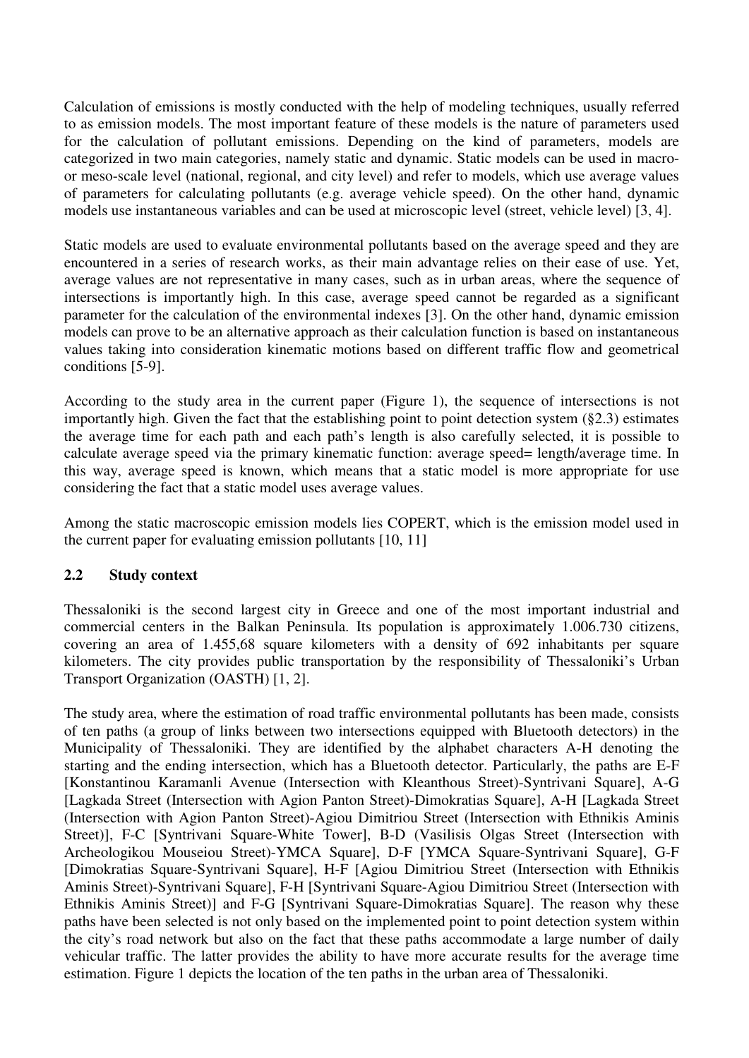Calculation of emissions is mostly conducted with the help of modeling techniques, usually referred to as emission models. The most important feature of these models is the nature of parameters used for the calculation of pollutant emissions. Depending on the kind of parameters, models are categorized in two main categories, namely static and dynamic. Static models can be used in macro- or meso-scale level (national, regional, and city level) and refer to models, which use average values of parameters for calculating pollutants (e.g. average vehicle speed). On the other hand, dynamic models use instantaneous variables and can be used at microscopic level (street, vehicle level) [3, 4].

Static models are used to evaluate environmental pollutants based on the average speed and they are encountered in a series of research works, as their main advantage relies on their ease of use. Yet, average values are not representative in many cases, such as in urban areas, where the sequence of intersections is importantly high. In this case, average speed cannot be regarded as a significant parameter for the calculation of the environmental indexes [3]. On the other hand, dynamic emission models can prove to be an alternative approach as their calculation function is based on instantaneous values taking into consideration kinematic motions based on different traffic flow and geometrical conditions [5-9].

According to the study area in the current paper (Figure 1), the sequence of intersections is not importantly high. Given the fact that the establishing point to point detection system (§2.3) estimates the average time for each path and each path's length is also carefully selected, it is possible to calculate average speed via the primary kinematic function: average speed= length/average time. In this way, average speed is known, which means that a static model is more appropriate for use considering the fact that a static model uses average values.

Among the static macroscopic emission models lies COPERT, which is the emission model used in the current paper for evaluating emission pollutants [10, 11]

### 2.2 Study context

Thessaloniki is the second largest city in Greece and one of the most important industrial and commercial centers in the Balkan Peninsula. Its population is approximately 1.006.730 citizens, covering an area of 1.455,68 square kilometers with a density of 692 inhabitants per square kilometers. The city provides public transportation by the responsibility of Thessaloniki's Urban Transport Organization (OASTH) [1, 2].

The study area, where the estimation of road traffic environmental pollutants has been made, consists of ten paths (a group of links between two intersections equipped with Bluetooth detectors) in the Municipality of Thessaloniki. They are identified by the alphabet characters A-H denoting the starting and the ending intersection, which has a Bluetooth detector. Particularly, the paths are E-F [Konstantinou Karamanli Avenue (Intersection with Kleanthous Street)-Syntrivani Square], A-G [Lagkada Street (Intersection with Agion Panton Street)-Dimokratias Square], A-H [Lagkada Street (Intersection with Agion Panton Street)-Agiou Dimitriou Street (Intersection with Ethnikis Aminis Street)], F-C [Syntrivani Square-White Tower], B-D (Vasilisis Olgas Street (Intersection with Archeologikou Mouseiou Street)-YMCA Square], D-F [YMCA Square-Syntrivani Square], G-F [Dimokratias Square-Syntrivani Square], H-F [Agiou Dimitriou Street (Intersection with Ethnikis Aminis Street)-Syntrivani Square], F-H [Syntrivani Square-Agiou Dimitriou Street (Intersection with Ethnikis Aminis Street)] and F-G [Syntrivani Square-Dimokratias Square]. The reason why these paths have been selected is not only based on the implemented point to point detection system within the city's road network but also on the fact that these paths accommodate a large number of daily vehicular traffic. The latter provides the ability to have more accurate results for the average time estimation. Figure 1 depicts the location of the ten paths in the urban area of Thessaloniki.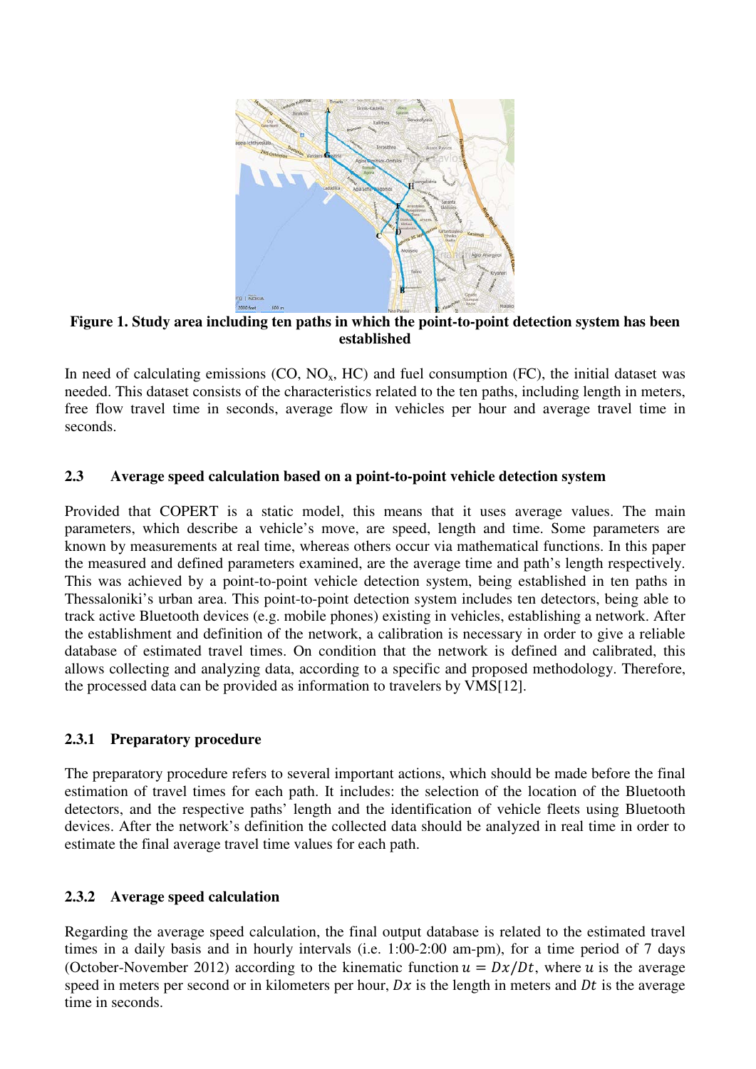**Figure 1. Study area including ten paths in which the point-to-point detection system has been established**

In need of calculating emissions (CO, $NO_x$, HC) and fuel consumption (FC), the initial dataset was needed. This dataset consists of the characteristics related to the ten paths, including length in meters, free flow travel time in seconds, average flow in vehicles per hour and average travel time in seconds.

### 2.3 Average speed calculation based on a point-to-point vehicle detection system

Provided that COPERT is a static model, this means that it uses average values. The main parameters, which describe a vehicle's move, are speed, length and time. Some parameters are known by measurements at real time, whereas others occur via mathematical functions. In this paper the measured and defined parameters examined, are the average time and path's length respectively. This was achieved by a point-to-point vehicle detection system, being established in ten paths in Thessaloniki's urban area. This point-to-point detection system includes ten detectors, being able to track active Bluetooth devices (e.g. mobile phones) existing in vehicles, establishing a network. After the establishment and definition of the network, a calibration is necessary in order to give a reliable database of estimated travel times. On condition that the network is defined and calibrated, this allows collecting and analyzing data, according to a specific and proposed methodology. Therefore, the processed data can be provided as information to travelers by VMS[12].

#### 2.3.1 Preparatory procedure

The preparatory procedure refers to several important actions, which should be made before the final estimation of travel times for each path. It includes: the selection of the location of the Bluetooth detectors, and the respective paths' length and the identification of vehicle fleets using Bluetooth devices. After the network's definition the collected data should be analyzed in real time in order to estimate the final average travel time values for each path.

#### 2.3.2 Average speed calculation

Regarding the average speed calculation, the final output database is related to the estimated travel times in a daily basis and in hourly intervals (i.e. 1:00-2:00 am-pm), for a time period of 7 days (October-November 2012) according to the kinematic function $u = Dx/Dt$, where $u$ is the average speed in meters per second or in kilometers per hour, $Dx$ is the length in meters and $Dt$ is the average time in seconds.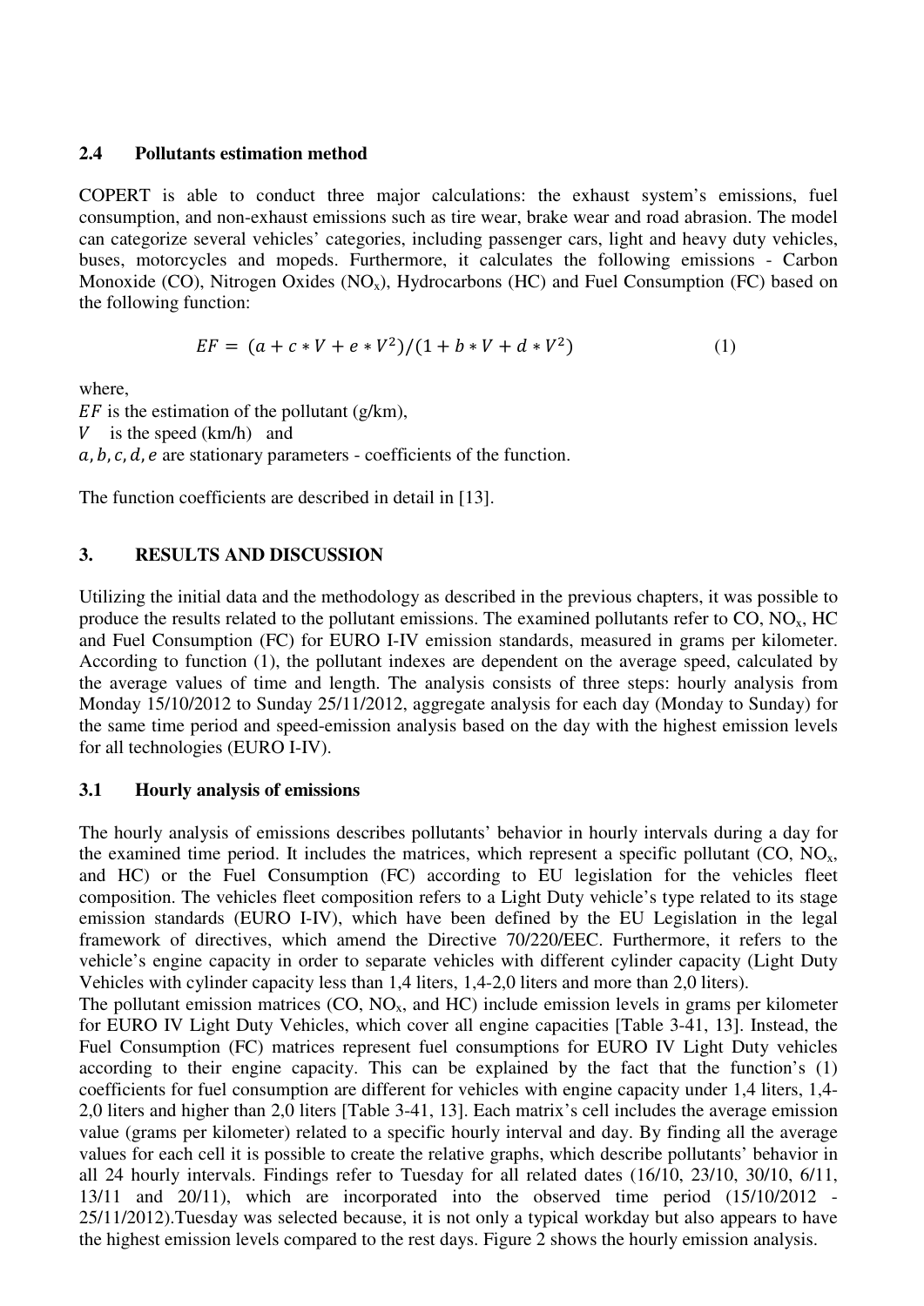### 2.4 Pollutants estimation method

COPERT is able to conduct three major calculations: the exhaust system's emissions, fuel consumption, and non-exhaust emissions such as tire wear, brake wear and road abrasion. The model can categorize several vehicles' categories, including passenger cars, light and heavy duty vehicles, buses, motorcycles and mopeds. Furthermore, it calculates the following emissions - Carbon Monoxide (CO), Nitrogen Oxides ($NO_x$), Hydrocarbons (HC) and Fuel Consumption (FC) based on the following function:

$$EF = (a + c * V + e * V^2)/(1 + b * V + d * V^2) \quad (1)$$

where,
$EF$ is the estimation of the pollutant (g/km),
$V$ is the speed (km/h) and
$a, b, c, d, e$ are stationary parameters - coefficients of the function.

The function coefficients are described in detail in [13].

## 3. RESULTS AND DISCUSSION

Utilizing the initial data and the methodology as described in the previous chapters, it was possible to produce the results related to the pollutant emissions. The examined pollutants refer to CO, $NO_x$, HC and Fuel Consumption (FC) for EURO I-IV emission standards, measured in grams per kilometer. According to function (1), the pollutant indexes are dependent on the average speed, calculated by the average values of time and length. The analysis consists of three steps: hourly analysis from Monday 15/10/2012 to Sunday 25/11/2012, aggregate analysis for each day (Monday to Sunday) for the same time period and speed-emission analysis based on the day with the highest emission levels for all technologies (EURO I-IV).

### 3.1 Hourly analysis of emissions

The hourly analysis of emissions describes pollutants' behavior in hourly intervals during a day for the examined time period. It includes the matrices, which represent a specific pollutant (CO, $NO_x$, and HC) or the Fuel Consumption (FC) according to EU legislation for the vehicles fleet composition. The vehicles fleet composition refers to a Light Duty vehicle's type related to its stage emission standards (EURO I-IV), which have been defined by the EU Legislation in the legal framework of directives, which amend the Directive 70/220/EEC. Furthermore, it refers to the vehicle's engine capacity in order to separate vehicles with different cylinder capacity (Light Duty Vehicles with cylinder capacity less than 1,4 liters, 1,4-2,0 liters and more than 2,0 liters).
The pollutant emission matrices (CO, $NO_x$, and HC) include emission levels in grams per kilometer for EURO IV Light Duty Vehicles, which cover all engine capacities [Table 3-41, 13]. Instead, the Fuel Consumption (FC) matrices represent fuel consumptions for EURO IV Light Duty vehicles according to their engine capacity. This can be explained by the fact that the function's (1) coefficients for fuel consumption are different for vehicles with engine capacity under 1,4 liters, 1,4-2,0 liters and higher than 2,0 liters [Table 3-41, 13]. Each matrix's cell includes the average emission value (grams per kilometer) related to a specific hourly interval and day. By finding all the average values for each cell it is possible to create the relative graphs, which describe pollutants' behavior in all 24 hourly intervals. Findings refer to Tuesday for all related dates (16/10, 23/10, 30/10, 6/11, 13/11 and 20/11), which are incorporated into the observed time period (15/10/2012 - 25/11/2012).Tuesday was selected because, it is not only a typical workday but also appears to have the highest emission levels compared to the rest days. Figure 2 shows the hourly emission analysis.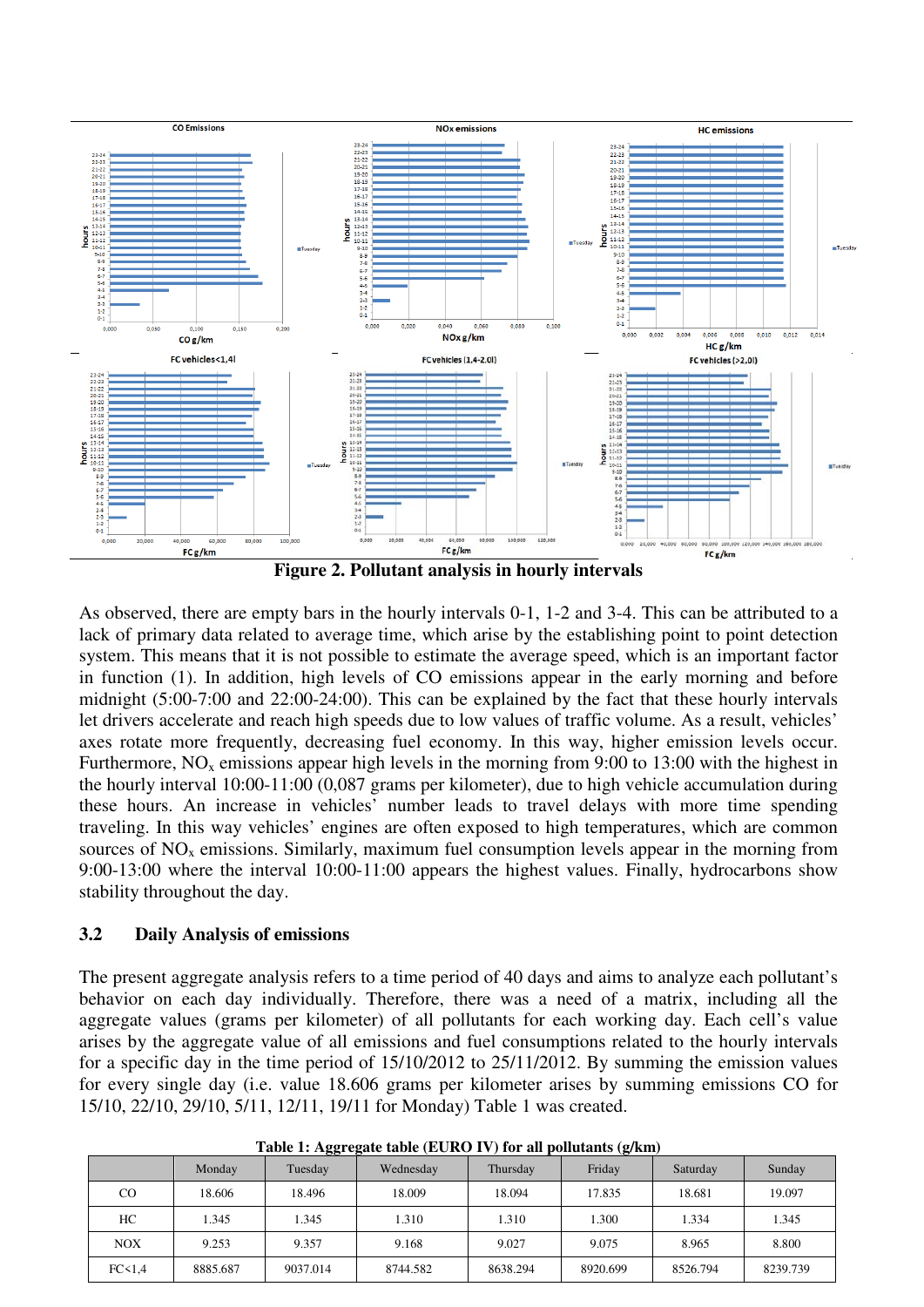**Figure 2. Pollutant analysis in hourly intervals**

As observed, there are empty bars in the hourly intervals 0-1, 1-2 and 3-4. This can be attributed to a lack of primary data related to average time, which arise by the establishing point to point detection system. This means that it is not possible to estimate the average speed, which is an important factor in function (1). In addition, high levels of CO emissions appear in the early morning and before midnight (5:00-7:00 and 22:00-24:00). This can be explained by the fact that these hourly intervals let drivers accelerate and reach high speeds due to low values of traffic volume. As a result, vehicles' axes rotate more frequently, decreasing fuel economy. In this way, higher emission levels occur. Furthermore, $NO_x$ emissions appear high levels in the morning from 9:00 to 13:00 with the highest in the hourly interval 10:00-11:00 (0,087 grams per kilometer), due to high vehicle accumulation during these hours. An increase in vehicles' number leads to travel delays with more time spending traveling. In this way vehicles' engines are often exposed to high temperatures, which are common sources of $NO_x$ emissions. Similarly, maximum fuel consumption levels appear in the morning from 9:00-13:00 where the interval 10:00-11:00 appears the highest values. Finally, hydrocarbons show stability throughout the day.

### 3.2 Daily Analysis of emissions

The present aggregate analysis refers to a time period of 40 days and aims to analyze each pollutant's behavior on each day individually. Therefore, there was a need of a matrix, including all the aggregate values (grams per kilometer) of all pollutants for each working day. Each cell's value arises by the aggregate value of all emissions and fuel consumptions related to the hourly intervals for a specific day in the time period of 15/10/2012 to 25/11/2012. By summing the emission values for every single day (i.e. value 18.606 grams per kilometer arises by summing emissions CO for 15/10, 22/10, 29/10, 5/11, 12/11, 19/11 for Monday) Table 1 was created.

**Table 1: Aggregate table (EURO IV) for all pollutants (g/km)**

| | Monday | Tuesday | Wednesday | Thursday | Friday | Saturday | Sunday |
|---|---|---|---|---|---|---|---|
| CO | 18.606 | 18.496 | 18.009 | 18.094 | 17.835 | 18.681 | 19.097 |
| HC | 1.345 | 1.345 | 1.310 | 1.310 | 1.300 | 1.334 | 1.345 |
| NOX | 9.253 | 9.357 | 9.168 | 9.027 | 9.075 | 8.965 | 8.800 |
| FC<1,4 | 8885.687 | 9037.014 | 8744.582 | 8638.294 | 8920.699 | 8526.794 | 8239.739 |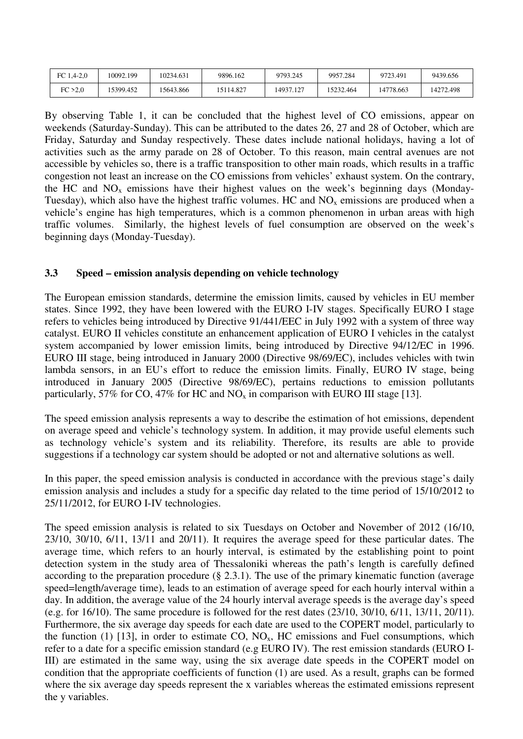| FC 1,4-2,0 | 10092.199 | 10234.631 | 9896.162 | 9793.245 | 9957.284 | 9723.491 | 9439.656 |
|---|---|---|---|---|---|---|---|
| FC >2,0 | 15399.452 | 15643.866 | 15114.827 | 14937.127 | 15232.464 | 14778.663 | 14272.498 |

By observing Table 1, it can be concluded that the highest level of CO emissions, appear on weekends (Saturday-Sunday). This can be attributed to the dates 26, 27 and 28 of October, which are Friday, Saturday and Sunday respectively. These dates include national holidays, having a lot of activities such as the army parade on 28 of October. To this reason, main central avenues are not accessible by vehicles so, there is a traffic transposition to other main roads, which results in a traffic congestion not least an increase on the CO emissions from vehicles' exhaust system. On the contrary, the HC and $NO_x$ emissions have their highest values on the week's beginning days (Monday-Tuesday), which also have the highest traffic volumes. HC and $NO_x$ emissions are produced when a vehicle's engine has high temperatures, which is a common phenomenon in urban areas with high traffic volumes. Similarly, the highest levels of fuel consumption are observed on the week's beginning days (Monday-Tuesday).

### 3.3 Speed – emission analysis depending on vehicle technology

The European emission standards, determine the emission limits, caused by vehicles in EU member states. Since 1992, they have been lowered with the EURO I-IV stages. Specifically EURO I stage refers to vehicles being introduced by Directive 91/441/EEC in July 1992 with a system of three way catalyst. EURO II vehicles constitute an enhancement application of EURO I vehicles in the catalyst system accompanied by lower emission limits, being introduced by Directive 94/12/EC in 1996. EURO III stage, being introduced in January 2000 (Directive 98/69/EC), includes vehicles with twin lambda sensors, in an EU's effort to reduce the emission limits. Finally, EURO IV stage, being introduced in January 2005 (Directive 98/69/EC), pertains reductions to emission pollutants particularly, 57% for CO, 47% for HC and $NO_x$ in comparison with EURO III stage [13].

The speed emission analysis represents a way to describe the estimation of hot emissions, dependent on average speed and vehicle's technology system. In addition, it may provide useful elements such as technology vehicle's system and its reliability. Therefore, its results are able to provide suggestions if a technology car system should be adopted or not and alternative solutions as well.

In this paper, the speed emission analysis is conducted in accordance with the previous stage's daily emission analysis and includes a study for a specific day related to the time period of 15/10/2012 to 25/11/2012, for EURO I-IV technologies.

The speed emission analysis is related to six Tuesdays on October and November of 2012 (16/10, 23/10, 30/10, 6/11, 13/11 and 20/11). It requires the average speed for these particular dates. The average time, which refers to an hourly interval, is estimated by the establishing point to point detection system in the study area of Thessaloniki whereas the path's length is carefully defined according to the preparation procedure (§ 2.3.1). The use of the primary kinematic function (average speed=length/average time), leads to an estimation of average speed for each hourly interval within a day. In addition, the average value of the 24 hourly interval average speeds is the average day's speed (e.g. for 16/10). The same procedure is followed for the rest dates (23/10, 30/10, 6/11, 13/11, 20/11). Furthermore, the six average day speeds for each date are used to the COPERT model, particularly to the function (1) [13], in order to estimate CO, $NO_x$, HC emissions and Fuel consumptions, which refer to a date for a specific emission standard (e.g EURO IV). The rest emission standards (EURO I-III) are estimated in the same way, using the six average date speeds in the COPERT model on condition that the appropriate coefficients of function (1) are used. As a result, graphs can be formed where the six average day speeds represent the x variables whereas the estimated emissions represent the y variables.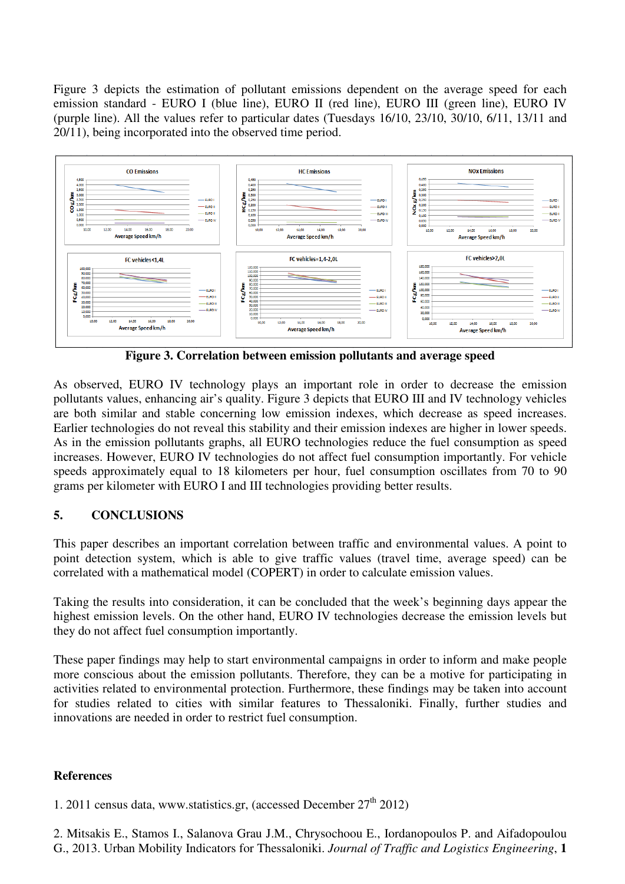Figure 3 depicts the estimation of pollutant emissions dependent on the average speed for each emission standard - EURO I (blue line), EURO II (red line), EURO III (green line), EURO IV (purple line). All the values refer to particular dates (Tuesdays 16/10, 23/10, 30/10, 6/11, 13/11 and 20/11), being incorporated into the observed time period.

**Figure 3. Correlation between emission pollutants and average speed**

As observed, EURO IV technology plays an important role in order to decrease the emission pollutants values, enhancing air's quality. Figure 3 depicts that EURO III and IV technology vehicles are both similar and stable concerning low emission indexes, which decrease as speed increases. Earlier technologies do not reveal this stability and their emission indexes are higher in lower speeds. As in the emission pollutants graphs, all EURO technologies reduce the fuel consumption as speed increases. However, EURO IV technologies do not affect fuel consumption importantly. For vehicle speeds approximately equal to 18 kilometers per hour, fuel consumption oscillates from 70 to 90 grams per kilometer with EURO I and III technologies providing better results.

## 5. CONCLUSIONS

This paper describes an important correlation between traffic and environmental values. A point to point detection system, which is able to give traffic values (travel time, average speed) can be correlated with a mathematical model (COPERT) in order to calculate emission values.

Taking the results into consideration, it can be concluded that the week's beginning days appear the highest emission levels. On the other hand, EURO IV technologies decrease the emission levels but they do not affect fuel consumption importantly.

These paper findings may help to start environmental campaigns in order to inform and make people more conscious about the emission pollutants. Therefore, they can be a motive for participating in activities related to environmental protection. Furthermore, these findings may be taken into account for studies related to cities with similar features to Thessaloniki. Finally, further studies and innovations are needed in order to restrict fuel consumption.

**References**

1. 2011 census data, www.statistics.gr, (accessed December 27th 2012)

2. Mitsakis E., Stamos I., Salanova Grau J.M., Chrysochoou E., Iordanopoulos P. and Aifadopoulou G., 2013. Urban Mobility Indicators for Thessaloniki. *Journal of Traffic and Logistics Engineering*, **1**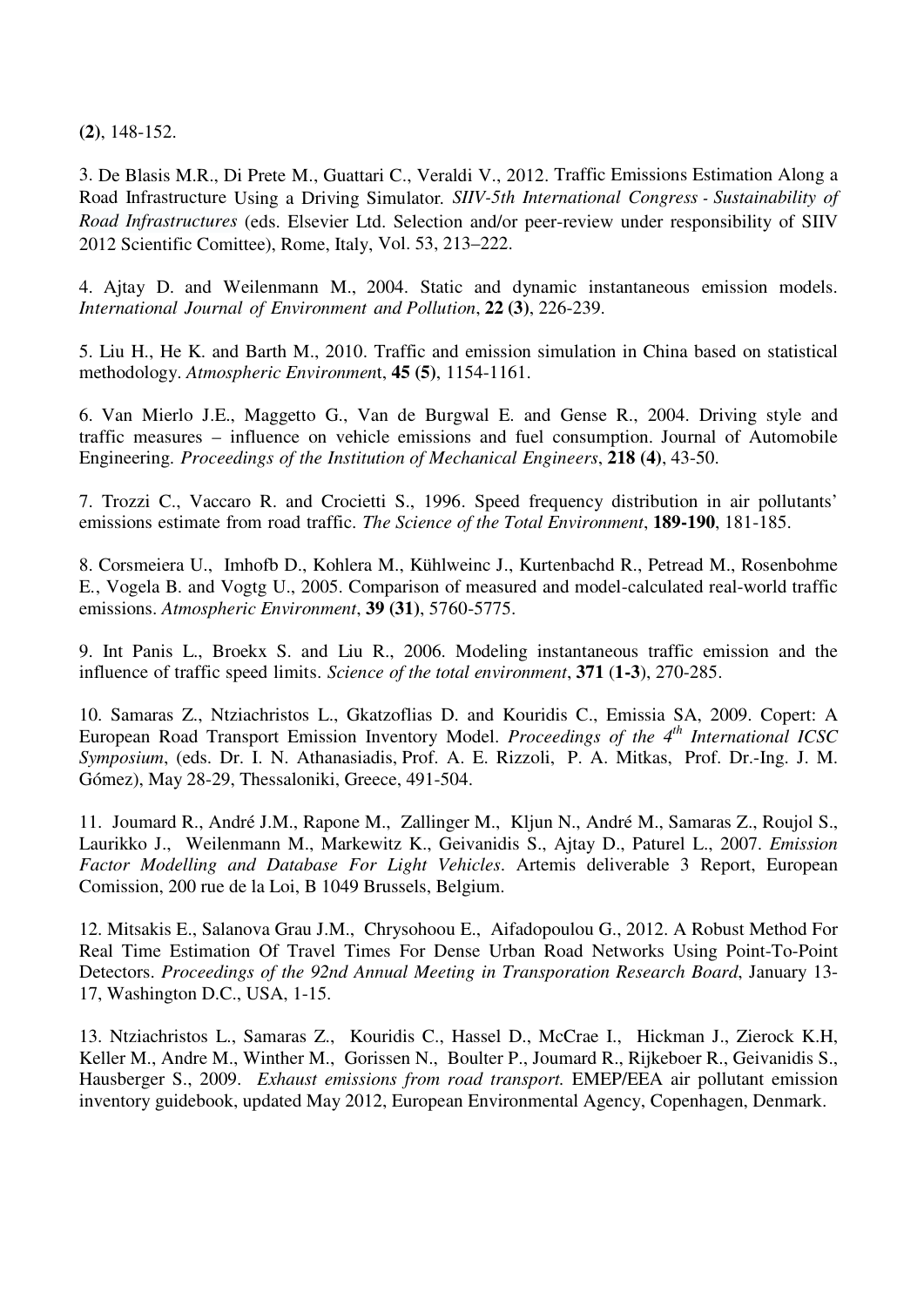**(2)**, 148-152.

3. De Blasis M.R., Di Prete M., Guattari C., Veraldi V., 2012. Traffic Emissions Estimation Along a Road Infrastructure Using a Driving Simulator. *SIIV-5th International Congress - Sustainability of Road Infrastructures* (eds. Elsevier Ltd. Selection and/or peer-review under responsibility of SIIV 2012 Scientific Comittee), Rome, Italy, Vol. 53, 213–222.

4. Ajtay D. and Weilenmann M., 2004. Static and dynamic instantaneous emission models. *International Journal of Environment and Pollution*, **22 (3)**, 226-239.

5. Liu H., He K. and Barth M., 2010. Traffic and emission simulation in China based on statistical methodology. *Atmospheric Environmen*t, **45 (5)**, 1154-1161.

6. Van Mierlo J.E., Maggetto G., Van de Burgwal E. and Gense R., 2004. Driving style and traffic measures – influence on vehicle emissions and fuel consumption. Journal of Automobile Engineering. *Proceedings of the Institution of Mechanical Engineers*, **218 (4)**, 43-50.

7. Trozzi C., Vaccaro R. and Crocietti S., 1996. Speed frequency distribution in air pollutants' emissions estimate from road traffic. *The Science of the Total Environment*, **189-190**, 181-185.

8. Corsmeiera U., Imhofb D., Kohlera M., Kühlweinc J., Kurtenbachd R., Petread M., Rosenbohme E., Vogela B. and Vogtg U., 2005. Comparison of measured and model-calculated real-world traffic emissions. *Atmospheric Environment*, **39 (31)**, 5760-5775.

9. Int Panis L., Broekx S. and Liu R., 2006. Modeling instantaneous traffic emission and the influence of traffic speed limits. *Science of the total environment*, **371** (**1-3**), 270-285.

10. Samaras Z., Ntziachristos L., Gkatzoflias D. and Kouridis C., Emissia SA, 2009. Copert: A European Road Transport Emission Inventory Model. *Proceedings of the 4th International ICSC Symposium*, (eds. Dr. I. N. Athanasiadis, Prof. A. E. Rizzoli, P. A. Mitkas, Prof. Dr.-Ing. J. M. Gómez), May 28-29, Thessaloniki, Greece, 491-504.

11. Joumard R., André J.M., Rapone M., Zallinger M., Kljun N., André M., Samaras Z., Roujol S., Laurikko J., Weilenmann M., Markewitz K., Geivanidis S., Ajtay D., Paturel L., 2007. *Emission Factor Modelling and Database For Light Vehicles*. Artemis deliverable 3 Report, European Comission, 200 rue de la Loi, B 1049 Brussels, Belgium.

12. Mitsakis E., Salanova Grau J.M., Chrysohoou E., Aifadopoulou G., 2012. A Robust Method For Real Time Estimation Of Travel Times For Dense Urban Road Networks Using Point-To-Point Detectors. *Proceedings of the 92nd Annual Meeting in Transporation Research Board*, January 13-17, Washington D.C., USA, 1-15.

13. Ntziachristos L., Samaras Z., Kouridis C., Hassel D., McCrae I., Hickman J., Zierock K.H, Keller M., Andre M., Winther M., Gorissen N., Boulter P., Joumard R., Rijkeboer R., Geivanidis S., Hausberger S., 2009. *Exhaust emissions from road transport.* EMEP/EEA air pollutant emission inventory guidebook, updated May 2012, European Environmental Agency, Copenhagen, Denmark.